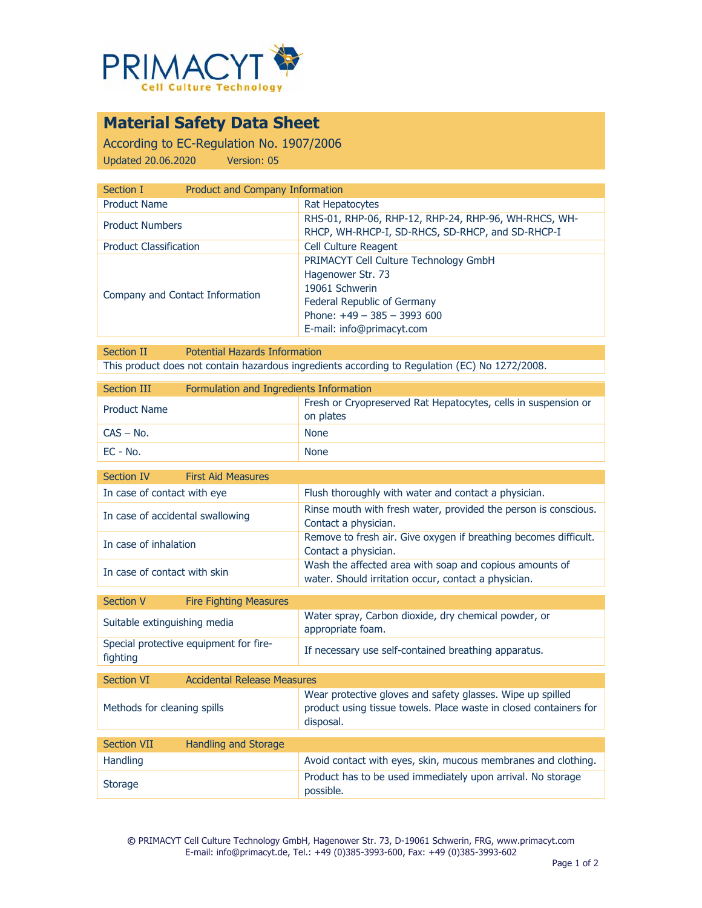PRIMACYT Cell Culture Technology

# Material Safety Data Sheet

According to EC-Regulation No. 1907/2006

Updated 20.06.2020 Version: 05

| Section I | Product and Company Information |
|---|---|
| Product Name | Rat Hepatocytes |
| Product Numbers | RHS-01, RHP-06, RHP-12, RHP-24, RHP-96, WH-RHCS, WH-RHCP, WH-RHCP-I, SD-RHCS, SD-RHCP, and SD-RHCP-I |
| Product Classification | Cell Culture Reagent |
| Company and Contact Information | PRIMACYT Cell Culture Technology GmbH<br>Hagenower Str. 73<br>19061 Schwerin<br>Federal Republic of Germany<br>Phone: +49 – 385 – 3993 600<br>E-mail: info@primacyt.com |

| Section II | Potential Hazards Information |
|---|---|
| This product does not contain hazardous ingredients according to Regulation (EC) No 1272/2008. | |

| Section III | Formulation and Ingredients Information |
|---|---|
| Product Name | Fresh or Cryopreserved Rat Hepatocytes, cells in suspension or on plates |
| CAS – No. | None |
| EC - No. | None |

| Section IV | First Aid Measures |
|---|---|
| In case of contact with eye | Flush thoroughly with water and contact a physician. |
| In case of accidental swallowing | Rinse mouth with fresh water, provided the person is conscious. Contact a physician. |
| In case of inhalation | Remove to fresh air. Give oxygen if breathing becomes difficult. Contact a physician. |
| In case of contact with skin | Wash the affected area with soap and copious amounts of water. Should irritation occur, contact a physician. |

| Section V | Fire Fighting Measures |
|---|---|
| Suitable extinguishing media | Water spray, Carbon dioxide, dry chemical powder, or appropriate foam. |
| Special protective equipment for fire-fighting | If necessary use self-contained breathing apparatus. |

| Section VI | Accidental Release Measures |
|---|---|
| Methods for cleaning spills | Wear protective gloves and safety glasses. Wipe up spilled product using tissue towels. Place waste in closed containers for disposal. |

| Section VII | Handling and Storage |
|---|---|
| Handling | Avoid contact with eyes, skin, mucous membranes and clothing. |
| Storage | Product has to be used immediately upon arrival. No storage possible. |

© PRIMACYT Cell Culture Technology GmbH, Hagenower Str. 73, D-19061 Schwerin, FRG, www.primacyt.com
E-mail: info@primacyt.de, Tel.: +49 (0)385-3993-600, Fax: +49 (0)385-3993-602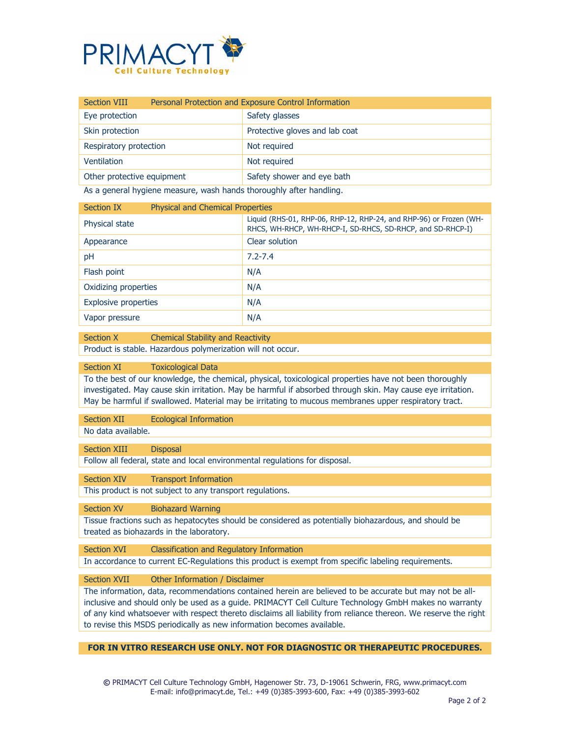| Section VIII | Personal Protection and Exposure Control Information |
| --- | --- |
| Eye protection | Safety glasses |
| Skin protection | Protective gloves and lab coat |
| Respiratory protection | Not required |
| Ventilation | Not required |
| Other protective equipment | Safety shower and eye bath |

As a general hygiene measure, wash hands thoroughly after handling.

| Section IX | Physical and Chemical Properties |
| --- | --- |
| Physical state | Liquid (RHS-01, RHP-06, RHP-12, RHP-24, and RHP-96) or Frozen (WH-RHCS, WH-RHCP, WH-RHCP-I, SD-RHCS, SD-RHCP, and SD-RHCP-I) |
| Appearance | Clear solution |
| pH | 7.2-7.4 |
| Flash point | N/A |
| Oxidizing properties | N/A |
| Explosive properties | N/A |
| Vapor pressure | N/A |

## Section X Chemical Stability and Reactivity

Product is stable. Hazardous polymerization will not occur.

## Section XI Toxicological Data

To the best of our knowledge, the chemical, physical, toxicological properties have not been thoroughly investigated. May cause skin irritation. May be harmful if absorbed through skin. May cause eye irritation. May be harmful if swallowed. Material may be irritating to mucous membranes upper respiratory tract.

## Section XII Ecological Information

No data available.

## Section XIII Disposal

Follow all federal, state and local environmental regulations for disposal.

## Section XIV Transport Information

This product is not subject to any transport regulations.

## Section XV Biohazard Warning

Tissue fractions such as hepatocytes should be considered as potentially biohazardous, and should be treated as biohazards in the laboratory.

## Section XVI Classification and Regulatory Information

In accordance to current EC-Regulations this product is exempt from specific labeling requirements.

## Section XVII Other Information / Disclaimer

The information, data, recommendations contained herein are believed to be accurate but may not be all-inclusive and should only be used as a guide. PRIMACYT Cell Culture Technology GmbH makes no warranty of any kind whatsoever with respect thereto disclaims all liability from reliance thereon. We reserve the right to revise this MSDS periodically as new information becomes available.

**FOR IN VITRO RESEARCH USE ONLY. NOT FOR DIAGNOSTIC OR THERAPEUTIC PROCEDURES.**

© PRIMACYT Cell Culture Technology GmbH, Hagenower Str. 73, D-19061 Schwerin, FRG, www.primacyt.com
E-mail: info@primacyt.de, Tel.: +49 (0)385-3993-600, Fax: +49 (0)385-3993-602